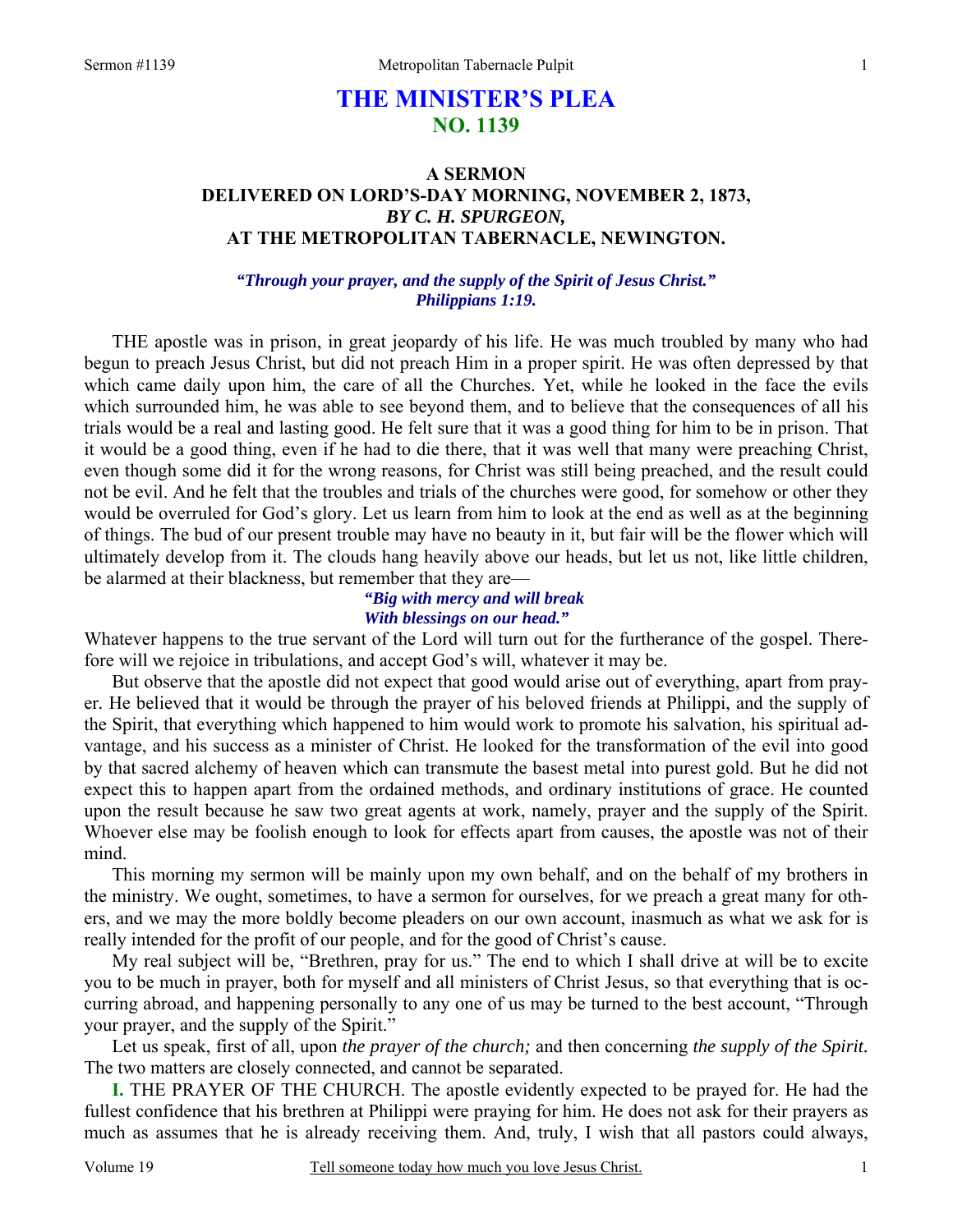# THE MINISTER'S PLEA
## NO. 1139

### A SERMON
### DELIVERED ON LORD'S-DAY MORNING, NOVEMBER 2, 1873,
### *BY C. H. SPURGEON,*
### AT THE METROPOLITAN TABERNACLE, NEWINGTON.

***"Through your prayer, and the supply of the Spirit of Jesus Christ."***
***Philippians 1:19.***

THE apostle was in prison, in great jeopardy of his life. He was much troubled by many who had begun to preach Jesus Christ, but did not preach Him in a proper spirit. He was often depressed by that which came daily upon him, the care of all the Churches. Yet, while he looked in the face the evils which surrounded him, he was able to see beyond them, and to believe that the consequences of all his trials would be a real and lasting good. He felt sure that it was a good thing for him to be in prison. That it would be a good thing, even if he had to die there, that it was well that many were preaching Christ, even though some did it for the wrong reasons, for Christ was still being preached, and the result could not be evil. And he felt that the troubles and trials of the churches were good, for somehow or other they would be overruled for God's glory. Let us learn from him to look at the end as well as at the beginning of things. The bud of our present trouble may have no beauty in it, but fair will be the flower which will ultimately develop from it. The clouds hang heavily above our heads, but let us not, like little children, be alarmed at their blackness, but remember that they are—

***"Big with mercy and will break***
***With blessings on our head."***

Whatever happens to the true servant of the Lord will turn out for the furtherance of the gospel. Therefore will we rejoice in tribulations, and accept God's will, whatever it may be.

But observe that the apostle did not expect that good would arise out of everything, apart from prayer. He believed that it would be through the prayer of his beloved friends at Philippi, and the supply of the Spirit, that everything which happened to him would work to promote his salvation, his spiritual advantage, and his success as a minister of Christ. He looked for the transformation of the evil into good by that sacred alchemy of heaven which can transmute the basest metal into purest gold. But he did not expect this to happen apart from the ordained methods, and ordinary institutions of grace. He counted upon the result because he saw two great agents at work, namely, prayer and the supply of the Spirit. Whoever else may be foolish enough to look for effects apart from causes, the apostle was not of their mind.

This morning my sermon will be mainly upon my own behalf, and on the behalf of my brothers in the ministry. We ought, sometimes, to have a sermon for ourselves, for we preach a great many for others, and we may the more boldly become pleaders on our own account, inasmuch as what we ask for is really intended for the profit of our people, and for the good of Christ's cause.

My real subject will be, "Brethren, pray for us." The end to which I shall drive at will be to excite you to be much in prayer, both for myself and all ministers of Christ Jesus, so that everything that is occurring abroad, and happening personally to any one of us may be turned to the best account, "Through your prayer, and the supply of the Spirit."

Let us speak, first of all, upon *the prayer of the church;* and then concerning *the supply of the Spirit.* The two matters are closely connected, and cannot be separated.

**I.** THE PRAYER OF THE CHURCH. The apostle evidently expected to be prayed for. He had the fullest confidence that his brethren at Philippi were praying for him. He does not ask for their prayers as much as assumes that he is already receiving them. And, truly, I wish that all pastors could always,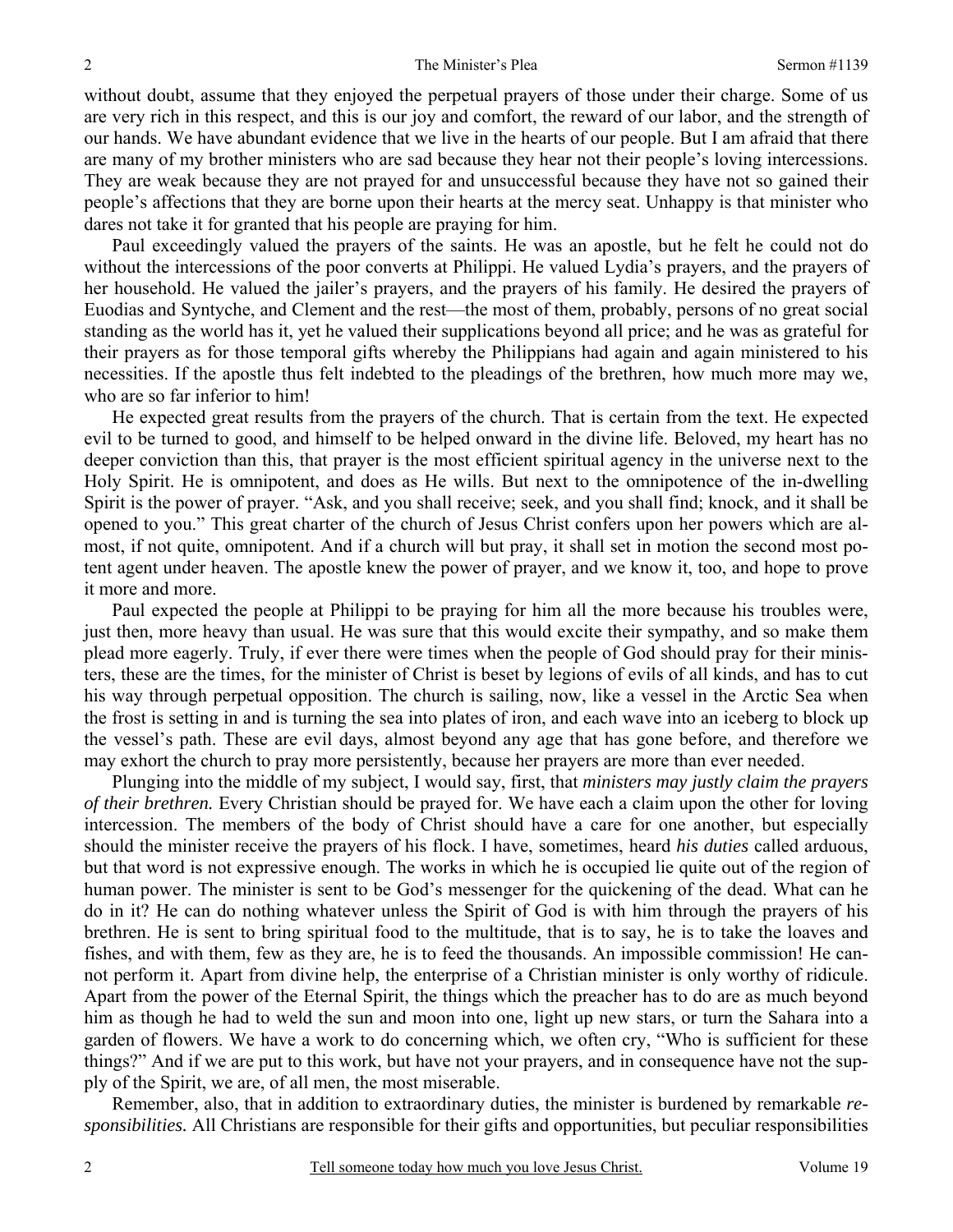without doubt, assume that they enjoyed the perpetual prayers of those under their charge. Some of us are very rich in this respect, and this is our joy and comfort, the reward of our labor, and the strength of our hands. We have abundant evidence that we live in the hearts of our people. But I am afraid that there are many of my brother ministers who are sad because they hear not their people's loving intercessions. They are weak because they are not prayed for and unsuccessful because they have not so gained their people's affections that they are borne upon their hearts at the mercy seat. Unhappy is that minister who dares not take it for granted that his people are praying for him.

Paul exceedingly valued the prayers of the saints. He was an apostle, but he felt he could not do without the intercessions of the poor converts at Philippi. He valued Lydia's prayers, and the prayers of her household. He valued the jailer's prayers, and the prayers of his family. He desired the prayers of Euodias and Syntyche, and Clement and the rest—the most of them, probably, persons of no great social standing as the world has it, yet he valued their supplications beyond all price; and he was as grateful for their prayers as for those temporal gifts whereby the Philippians had again and again ministered to his necessities. If the apostle thus felt indebted to the pleadings of the brethren, how much more may we, who are so far inferior to him!

He expected great results from the prayers of the church. That is certain from the text. He expected evil to be turned to good, and himself to be helped onward in the divine life. Beloved, my heart has no deeper conviction than this, that prayer is the most efficient spiritual agency in the universe next to the Holy Spirit. He is omnipotent, and does as He wills. But next to the omnipotence of the in-dwelling Spirit is the power of prayer. "Ask, and you shall receive; seek, and you shall find; knock, and it shall be opened to you." This great charter of the church of Jesus Christ confers upon her powers which are almost, if not quite, omnipotent. And if a church will but pray, it shall set in motion the second most potent agent under heaven. The apostle knew the power of prayer, and we know it, too, and hope to prove it more and more.

Paul expected the people at Philippi to be praying for him all the more because his troubles were, just then, more heavy than usual. He was sure that this would excite their sympathy, and so make them plead more eagerly. Truly, if ever there were times when the people of God should pray for their ministers, these are the times, for the minister of Christ is beset by legions of evils of all kinds, and has to cut his way through perpetual opposition. The church is sailing, now, like a vessel in the Arctic Sea when the frost is setting in and is turning the sea into plates of iron, and each wave into an iceberg to block up the vessel's path. These are evil days, almost beyond any age that has gone before, and therefore we may exhort the church to pray more persistently, because her prayers are more than ever needed.

Plunging into the middle of my subject, I would say, first, that *ministers may justly claim the prayers of their brethren.* Every Christian should be prayed for. We have each a claim upon the other for loving intercession. The members of the body of Christ should have a care for one another, but especially should the minister receive the prayers of his flock. I have, sometimes, heard *his duties* called arduous, but that word is not expressive enough. The works in which he is occupied lie quite out of the region of human power. The minister is sent to be God's messenger for the quickening of the dead. What can he do in it? He can do nothing whatever unless the Spirit of God is with him through the prayers of his brethren. He is sent to bring spiritual food to the multitude, that is to say, he is to take the loaves and fishes, and with them, few as they are, he is to feed the thousands. An impossible commission! He cannot perform it. Apart from divine help, the enterprise of a Christian minister is only worthy of ridicule. Apart from the power of the Eternal Spirit, the things which the preacher has to do are as much beyond him as though he had to weld the sun and moon into one, light up new stars, or turn the Sahara into a garden of flowers. We have a work to do concerning which, we often cry, "Who is sufficient for these things?" And if we are put to this work, but have not your prayers, and in consequence have not the supply of the Spirit, we are, of all men, the most miserable.

Remember, also, that in addition to extraordinary duties, the minister is burdened by remarkable *responsibilities.* All Christians are responsible for their gifts and opportunities, but peculiar responsibilities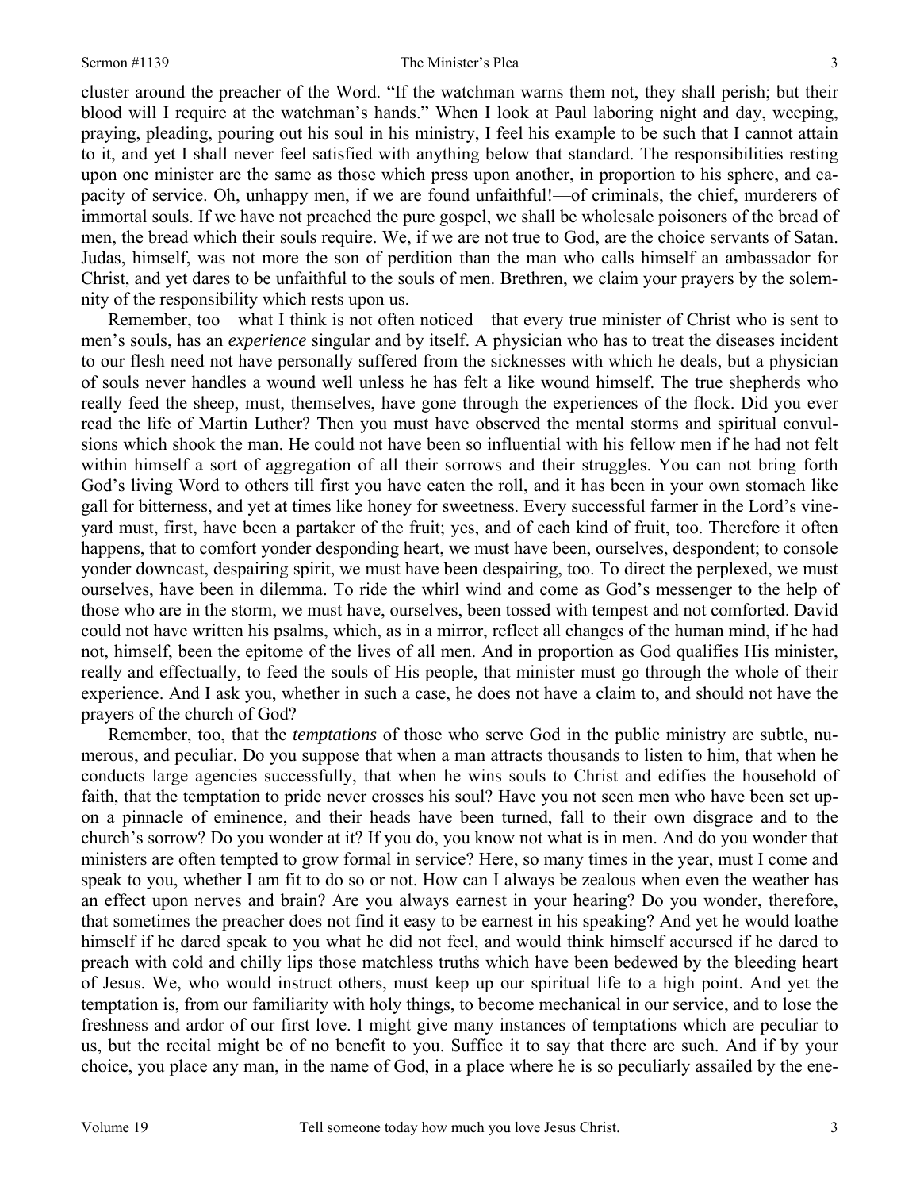cluster around the preacher of the Word. "If the watchman warns them not, they shall perish; but their blood will I require at the watchman's hands." When I look at Paul laboring night and day, weeping, praying, pleading, pouring out his soul in his ministry, I feel his example to be such that I cannot attain to it, and yet I shall never feel satisfied with anything below that standard. The responsibilities resting upon one minister are the same as those which press upon another, in proportion to his sphere, and capacity of service. Oh, unhappy men, if we are found unfaithful!—of criminals, the chief, murderers of immortal souls. If we have not preached the pure gospel, we shall be wholesale poisoners of the bread of men, the bread which their souls require. We, if we are not true to God, are the choice servants of Satan. Judas, himself, was not more the son of perdition than the man who calls himself an ambassador for Christ, and yet dares to be unfaithful to the souls of men. Brethren, we claim your prayers by the solemnity of the responsibility which rests upon us.

Remember, too—what I think is not often noticed—that every true minister of Christ who is sent to men's souls, has an *experience* singular and by itself. A physician who has to treat the diseases incident to our flesh need not have personally suffered from the sicknesses with which he deals, but a physician of souls never handles a wound well unless he has felt a like wound himself. The true shepherds who really feed the sheep, must, themselves, have gone through the experiences of the flock. Did you ever read the life of Martin Luther? Then you must have observed the mental storms and spiritual convulsions which shook the man. He could not have been so influential with his fellow men if he had not felt within himself a sort of aggregation of all their sorrows and their struggles. You can not bring forth God's living Word to others till first you have eaten the roll, and it has been in your own stomach like gall for bitterness, and yet at times like honey for sweetness. Every successful farmer in the Lord's vineyard must, first, have been a partaker of the fruit; yes, and of each kind of fruit, too. Therefore it often happens, that to comfort yonder desponding heart, we must have been, ourselves, despondent; to console yonder downcast, despairing spirit, we must have been despairing, too. To direct the perplexed, we must ourselves, have been in dilemma. To ride the whirl wind and come as God's messenger to the help of those who are in the storm, we must have, ourselves, been tossed with tempest and not comforted. David could not have written his psalms, which, as in a mirror, reflect all changes of the human mind, if he had not, himself, been the epitome of the lives of all men. And in proportion as God qualifies His minister, really and effectually, to feed the souls of His people, that minister must go through the whole of their experience. And I ask you, whether in such a case, he does not have a claim to, and should not have the prayers of the church of God?

Remember, too, that the *temptations* of those who serve God in the public ministry are subtle, numerous, and peculiar. Do you suppose that when a man attracts thousands to listen to him, that when he conducts large agencies successfully, that when he wins souls to Christ and edifies the household of faith, that the temptation to pride never crosses his soul? Have you not seen men who have been set upon a pinnacle of eminence, and their heads have been turned, fall to their own disgrace and to the church's sorrow? Do you wonder at it? If you do, you know not what is in men. And do you wonder that ministers are often tempted to grow formal in service? Here, so many times in the year, must I come and speak to you, whether I am fit to do so or not. How can I always be zealous when even the weather has an effect upon nerves and brain? Are you always earnest in your hearing? Do you wonder, therefore, that sometimes the preacher does not find it easy to be earnest in his speaking? And yet he would loathe himself if he dared speak to you what he did not feel, and would think himself accursed if he dared to preach with cold and chilly lips those matchless truths which have been bedewed by the bleeding heart of Jesus. We, who would instruct others, must keep up our spiritual life to a high point. And yet the temptation is, from our familiarity with holy things, to become mechanical in our service, and to lose the freshness and ardor of our first love. I might give many instances of temptations which are peculiar to us, but the recital might be of no benefit to you. Suffice it to say that there are such. And if by your choice, you place any man, in the name of God, in a place where he is so peculiarly assailed by the ene-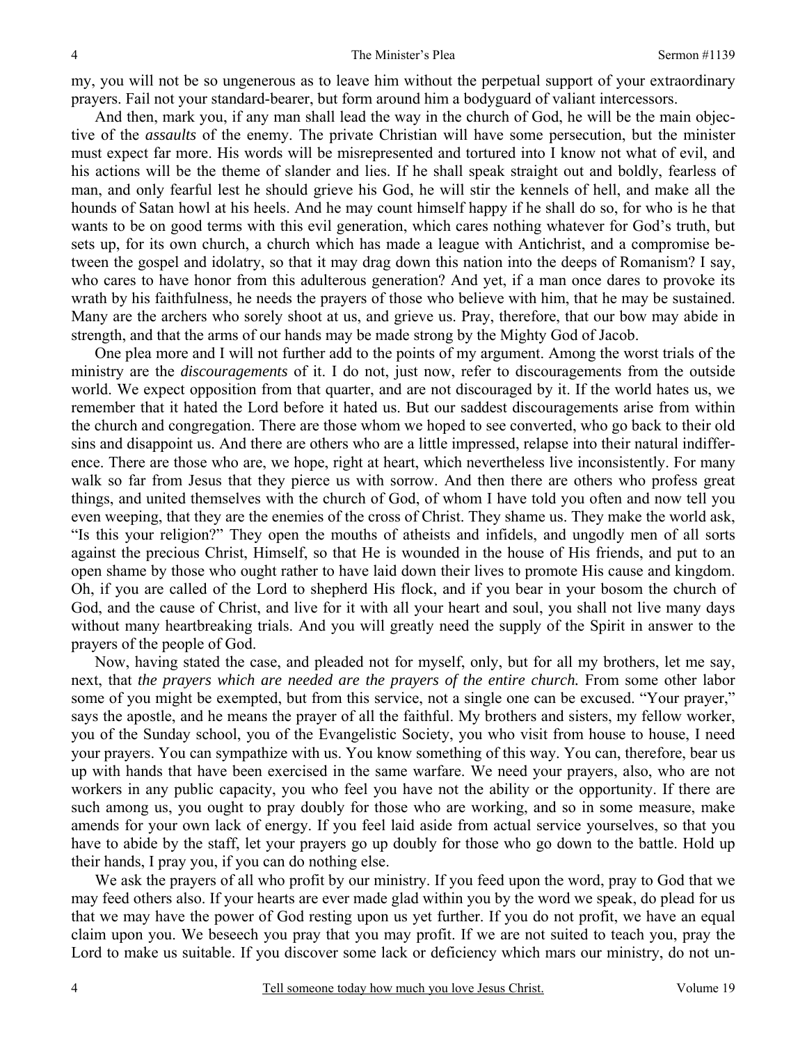my, you will not be so ungenerous as to leave him without the perpetual support of your extraordinary prayers. Fail not your standard-bearer, but form around him a bodyguard of valiant intercessors.

And then, mark you, if any man shall lead the way in the church of God, he will be the main objective of the *assaults* of the enemy. The private Christian will have some persecution, but the minister must expect far more. His words will be misrepresented and tortured into I know not what of evil, and his actions will be the theme of slander and lies. If he shall speak straight out and boldly, fearless of man, and only fearful lest he should grieve his God, he will stir the kennels of hell, and make all the hounds of Satan howl at his heels. And he may count himself happy if he shall do so, for who is he that wants to be on good terms with this evil generation, which cares nothing whatever for God's truth, but sets up, for its own church, a church which has made a league with Antichrist, and a compromise between the gospel and idolatry, so that it may drag down this nation into the deeps of Romanism? I say, who cares to have honor from this adulterous generation? And yet, if a man once dares to provoke its wrath by his faithfulness, he needs the prayers of those who believe with him, that he may be sustained. Many are the archers who sorely shoot at us, and grieve us. Pray, therefore, that our bow may abide in strength, and that the arms of our hands may be made strong by the Mighty God of Jacob.

One plea more and I will not further add to the points of my argument. Among the worst trials of the ministry are the *discouragements* of it. I do not, just now, refer to discouragements from the outside world. We expect opposition from that quarter, and are not discouraged by it. If the world hates us, we remember that it hated the Lord before it hated us. But our saddest discouragements arise from within the church and congregation. There are those whom we hoped to see converted, who go back to their old sins and disappoint us. And there are others who are a little impressed, relapse into their natural indifference. There are those who are, we hope, right at heart, which nevertheless live inconsistently. For many walk so far from Jesus that they pierce us with sorrow. And then there are others who profess great things, and united themselves with the church of God, of whom I have told you often and now tell you even weeping, that they are the enemies of the cross of Christ. They shame us. They make the world ask, "Is this your religion?" They open the mouths of atheists and infidels, and ungodly men of all sorts against the precious Christ, Himself, so that He is wounded in the house of His friends, and put to an open shame by those who ought rather to have laid down their lives to promote His cause and kingdom. Oh, if you are called of the Lord to shepherd His flock, and if you bear in your bosom the church of God, and the cause of Christ, and live for it with all your heart and soul, you shall not live many days without many heartbreaking trials. And you will greatly need the supply of the Spirit in answer to the prayers of the people of God.

Now, having stated the case, and pleaded not for myself, only, but for all my brothers, let me say, next, that *the prayers which are needed are the prayers of the entire church.* From some other labor some of you might be exempted, but from this service, not a single one can be excused. "Your prayer," says the apostle, and he means the prayer of all the faithful. My brothers and sisters, my fellow worker, you of the Sunday school, you of the Evangelistic Society, you who visit from house to house, I need your prayers. You can sympathize with us. You know something of this way. You can, therefore, bear us up with hands that have been exercised in the same warfare. We need your prayers, also, who are not workers in any public capacity, you who feel you have not the ability or the opportunity. If there are such among us, you ought to pray doubly for those who are working, and so in some measure, make amends for your own lack of energy. If you feel laid aside from actual service yourselves, so that you have to abide by the staff, let your prayers go up doubly for those who go down to the battle. Hold up their hands, I pray you, if you can do nothing else.

We ask the prayers of all who profit by our ministry. If you feed upon the word, pray to God that we may feed others also. If your hearts are ever made glad within you by the word we speak, do plead for us that we may have the power of God resting upon us yet further. If you do not profit, we have an equal claim upon you. We beseech you pray that you may profit. If we are not suited to teach you, pray the Lord to make us suitable. If you discover some lack or deficiency which mars our ministry, do not un-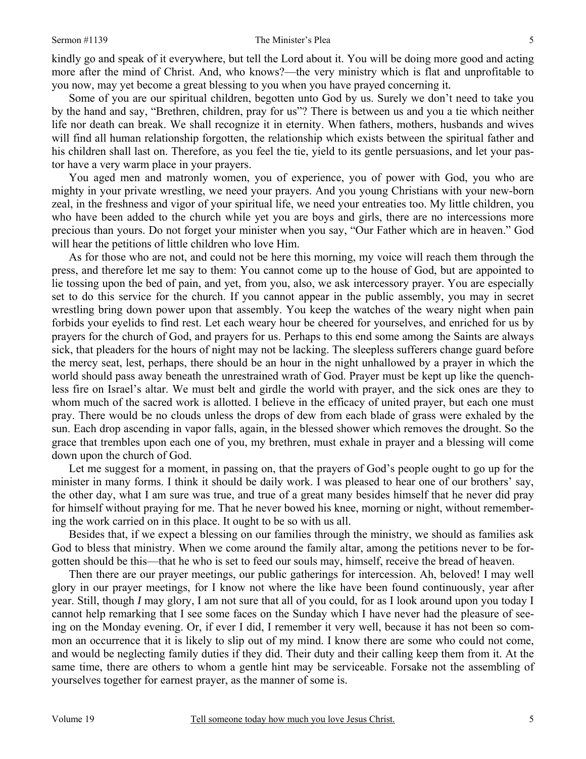kindly go and speak of it everywhere, but tell the Lord about it. You will be doing more good and acting more after the mind of Christ. And, who knows?—the very ministry which is flat and unprofitable to you now, may yet become a great blessing to you when you have prayed concerning it.

Some of you are our spiritual children, begotten unto God by us. Surely we don't need to take you by the hand and say, "Brethren, children, pray for us"? There is between us and you a tie which neither life nor death can break. We shall recognize it in eternity. When fathers, mothers, husbands and wives will find all human relationship forgotten, the relationship which exists between the spiritual father and his children shall last on. Therefore, as you feel the tie, yield to its gentle persuasions, and let your pastor have a very warm place in your prayers.

You aged men and matronly women, you of experience, you of power with God, you who are mighty in your private wrestling, we need your prayers. And you young Christians with your new-born zeal, in the freshness and vigor of your spiritual life, we need your entreaties too. My little children, you who have been added to the church while yet you are boys and girls, there are no intercessions more precious than yours. Do not forget your minister when you say, "Our Father which are in heaven." God will hear the petitions of little children who love Him.

As for those who are not, and could not be here this morning, my voice will reach them through the press, and therefore let me say to them: You cannot come up to the house of God, but are appointed to lie tossing upon the bed of pain, and yet, from you, also, we ask intercessory prayer. You are especially set to do this service for the church. If you cannot appear in the public assembly, you may in secret wrestling bring down power upon that assembly. You keep the watches of the weary night when pain forbids your eyelids to find rest. Let each weary hour be cheered for yourselves, and enriched for us by prayers for the church of God, and prayers for us. Perhaps to this end some among the Saints are always sick, that pleaders for the hours of night may not be lacking. The sleepless sufferers change guard before the mercy seat, lest, perhaps, there should be an hour in the night unhallowed by a prayer in which the world should pass away beneath the unrestrained wrath of God. Prayer must be kept up like the quenchless fire on Israel's altar. We must belt and girdle the world with prayer, and the sick ones are they to whom much of the sacred work is allotted. I believe in the efficacy of united prayer, but each one must pray. There would be no clouds unless the drops of dew from each blade of grass were exhaled by the sun. Each drop ascending in vapor falls, again, in the blessed shower which removes the drought. So the grace that trembles upon each one of you, my brethren, must exhale in prayer and a blessing will come down upon the church of God.

Let me suggest for a moment, in passing on, that the prayers of God's people ought to go up for the minister in many forms. I think it should be daily work. I was pleased to hear one of our brothers' say, the other day, what I am sure was true, and true of a great many besides himself that he never did pray for himself without praying for me. That he never bowed his knee, morning or night, without remembering the work carried on in this place. It ought to be so with us all.

Besides that, if we expect a blessing on our families through the ministry, we should as families ask God to bless that ministry. When we come around the family altar, among the petitions never to be forgotten should be this—that he who is set to feed our souls may, himself, receive the bread of heaven.

Then there are our prayer meetings, our public gatherings for intercession. Ah, beloved! I may well glory in our prayer meetings, for I know not where the like have been found continuously, year after year. Still, though *I* may glory, I am not sure that all of you could, for as I look around upon you today I cannot help remarking that I see some faces on the Sunday which I have never had the pleasure of seeing on the Monday evening. Or, if ever I did, I remember it very well, because it has not been so common an occurrence that it is likely to slip out of my mind. I know there are some who could not come, and would be neglecting family duties if they did. Their duty and their calling keep them from it. At the same time, there are others to whom a gentle hint may be serviceable. Forsake not the assembling of yourselves together for earnest prayer, as the manner of some is.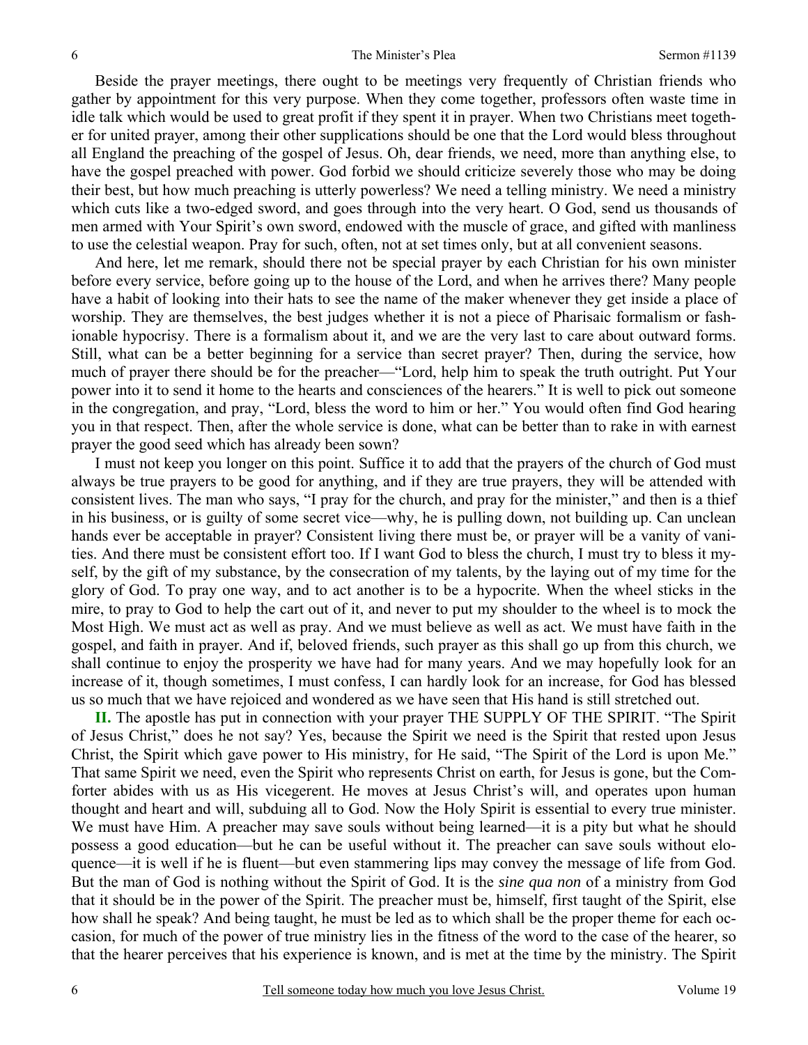Beside the prayer meetings, there ought to be meetings very frequently of Christian friends who gather by appointment for this very purpose. When they come together, professors often waste time in idle talk which would be used to great profit if they spent it in prayer. When two Christians meet together for united prayer, among their other supplications should be one that the Lord would bless throughout all England the preaching of the gospel of Jesus. Oh, dear friends, we need, more than anything else, to have the gospel preached with power. God forbid we should criticize severely those who may be doing their best, but how much preaching is utterly powerless? We need a telling ministry. We need a ministry which cuts like a two-edged sword, and goes through into the very heart. O God, send us thousands of men armed with Your Spirit's own sword, endowed with the muscle of grace, and gifted with manliness to use the celestial weapon. Pray for such, often, not at set times only, but at all convenient seasons.

And here, let me remark, should there not be special prayer by each Christian for his own minister before every service, before going up to the house of the Lord, and when he arrives there? Many people have a habit of looking into their hats to see the name of the maker whenever they get inside a place of worship. They are themselves, the best judges whether it is not a piece of Pharisaic formalism or fashionable hypocrisy. There is a formalism about it, and we are the very last to care about outward forms. Still, what can be a better beginning for a service than secret prayer? Then, during the service, how much of prayer there should be for the preacher—"Lord, help him to speak the truth outright. Put Your power into it to send it home to the hearts and consciences of the hearers." It is well to pick out someone in the congregation, and pray, "Lord, bless the word to him or her." You would often find God hearing you in that respect. Then, after the whole service is done, what can be better than to rake in with earnest prayer the good seed which has already been sown?

I must not keep you longer on this point. Suffice it to add that the prayers of the church of God must always be true prayers to be good for anything, and if they are true prayers, they will be attended with consistent lives. The man who says, "I pray for the church, and pray for the minister," and then is a thief in his business, or is guilty of some secret vice—why, he is pulling down, not building up. Can unclean hands ever be acceptable in prayer? Consistent living there must be, or prayer will be a vanity of vanities. And there must be consistent effort too. If I want God to bless the church, I must try to bless it myself, by the gift of my substance, by the consecration of my talents, by the laying out of my time for the glory of God. To pray one way, and to act another is to be a hypocrite. When the wheel sticks in the mire, to pray to God to help the cart out of it, and never to put my shoulder to the wheel is to mock the Most High. We must act as well as pray. And we must believe as well as act. We must have faith in the gospel, and faith in prayer. And if, beloved friends, such prayer as this shall go up from this church, we shall continue to enjoy the prosperity we have had for many years. And we may hopefully look for an increase of it, though sometimes, I must confess, I can hardly look for an increase, for God has blessed us so much that we have rejoiced and wondered as we have seen that His hand is still stretched out.

**II.** The apostle has put in connection with your prayer THE SUPPLY OF THE SPIRIT. "The Spirit of Jesus Christ," does he not say? Yes, because the Spirit we need is the Spirit that rested upon Jesus Christ, the Spirit which gave power to His ministry, for He said, "The Spirit of the Lord is upon Me." That same Spirit we need, even the Spirit who represents Christ on earth, for Jesus is gone, but the Comforter abides with us as His vicegerent. He moves at Jesus Christ's will, and operates upon human thought and heart and will, subduing all to God. Now the Holy Spirit is essential to every true minister. We must have Him. A preacher may save souls without being learned—it is a pity but what he should possess a good education—but he can be useful without it. The preacher can save souls without eloquence—it is well if he is fluent—but even stammering lips may convey the message of life from God. But the man of God is nothing without the Spirit of God. It is the *sine qua non* of a ministry from God that it should be in the power of the Spirit. The preacher must be, himself, first taught of the Spirit, else how shall he speak? And being taught, he must be led as to which shall be the proper theme for each occasion, for much of the power of true ministry lies in the fitness of the word to the case of the hearer, so that the hearer perceives that his experience is known, and is met at the time by the ministry. The Spirit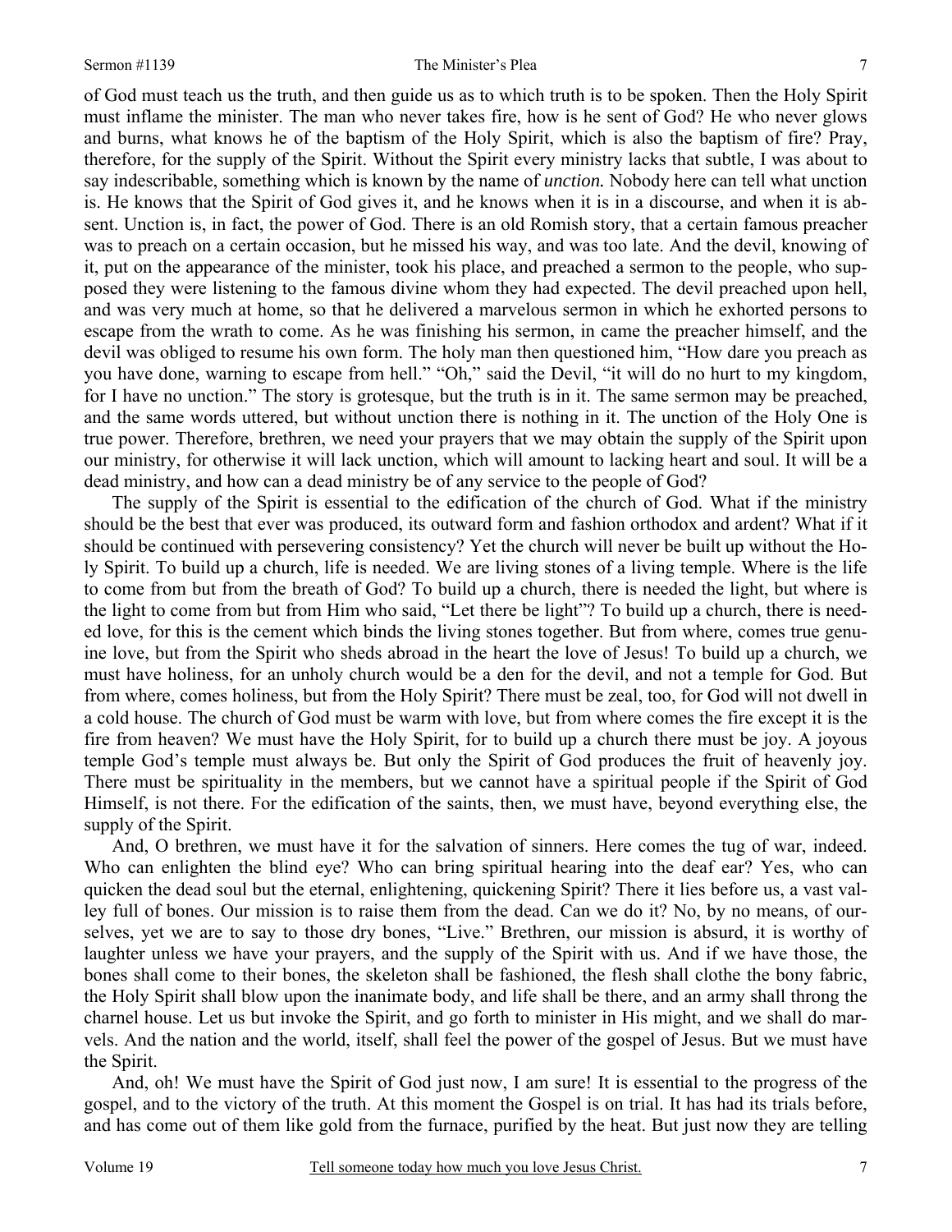of God must teach us the truth, and then guide us as to which truth is to be spoken. Then the Holy Spirit must inflame the minister. The man who never takes fire, how is he sent of God? He who never glows and burns, what knows he of the baptism of the Holy Spirit, which is also the baptism of fire? Pray, therefore, for the supply of the Spirit. Without the Spirit every ministry lacks that subtle, I was about to say indescribable, something which is known by the name of *unction.* Nobody here can tell what unction is. He knows that the Spirit of God gives it, and he knows when it is in a discourse, and when it is absent. Unction is, in fact, the power of God. There is an old Romish story, that a certain famous preacher was to preach on a certain occasion, but he missed his way, and was too late. And the devil, knowing of it, put on the appearance of the minister, took his place, and preached a sermon to the people, who supposed they were listening to the famous divine whom they had expected. The devil preached upon hell, and was very much at home, so that he delivered a marvelous sermon in which he exhorted persons to escape from the wrath to come. As he was finishing his sermon, in came the preacher himself, and the devil was obliged to resume his own form. The holy man then questioned him, "How dare you preach as you have done, warning to escape from hell." "Oh," said the Devil, "it will do no hurt to my kingdom, for I have no unction." The story is grotesque, but the truth is in it. The same sermon may be preached, and the same words uttered, but without unction there is nothing in it. The unction of the Holy One is true power. Therefore, brethren, we need your prayers that we may obtain the supply of the Spirit upon our ministry, for otherwise it will lack unction, which will amount to lacking heart and soul. It will be a dead ministry, and how can a dead ministry be of any service to the people of God?

The supply of the Spirit is essential to the edification of the church of God. What if the ministry should be the best that ever was produced, its outward form and fashion orthodox and ardent? What if it should be continued with persevering consistency? Yet the church will never be built up without the Holy Spirit. To build up a church, life is needed. We are living stones of a living temple. Where is the life to come from but from the breath of God? To build up a church, there is needed the light, but where is the light to come from but from Him who said, "Let there be light"? To build up a church, there is needed love, for this is the cement which binds the living stones together. But from where, comes true genuine love, but from the Spirit who sheds abroad in the heart the love of Jesus! To build up a church, we must have holiness, for an unholy church would be a den for the devil, and not a temple for God. But from where, comes holiness, but from the Holy Spirit? There must be zeal, too, for God will not dwell in a cold house. The church of God must be warm with love, but from where comes the fire except it is the fire from heaven? We must have the Holy Spirit, for to build up a church there must be joy. A joyous temple God's temple must always be. But only the Spirit of God produces the fruit of heavenly joy. There must be spirituality in the members, but we cannot have a spiritual people if the Spirit of God Himself, is not there. For the edification of the saints, then, we must have, beyond everything else, the supply of the Spirit.

And, O brethren, we must have it for the salvation of sinners. Here comes the tug of war, indeed. Who can enlighten the blind eye? Who can bring spiritual hearing into the deaf ear? Yes, who can quicken the dead soul but the eternal, enlightening, quickening Spirit? There it lies before us, a vast valley full of bones. Our mission is to raise them from the dead. Can we do it? No, by no means, of ourselves, yet we are to say to those dry bones, "Live." Brethren, our mission is absurd, it is worthy of laughter unless we have your prayers, and the supply of the Spirit with us. And if we have those, the bones shall come to their bones, the skeleton shall be fashioned, the flesh shall clothe the bony fabric, the Holy Spirit shall blow upon the inanimate body, and life shall be there, and an army shall throng the charnel house. Let us but invoke the Spirit, and go forth to minister in His might, and we shall do marvels. And the nation and the world, itself, shall feel the power of the gospel of Jesus. But we must have the Spirit.

And, oh! We must have the Spirit of God just now, I am sure! It is essential to the progress of the gospel, and to the victory of the truth. At this moment the Gospel is on trial. It has had its trials before, and has come out of them like gold from the furnace, purified by the heat. But just now they are telling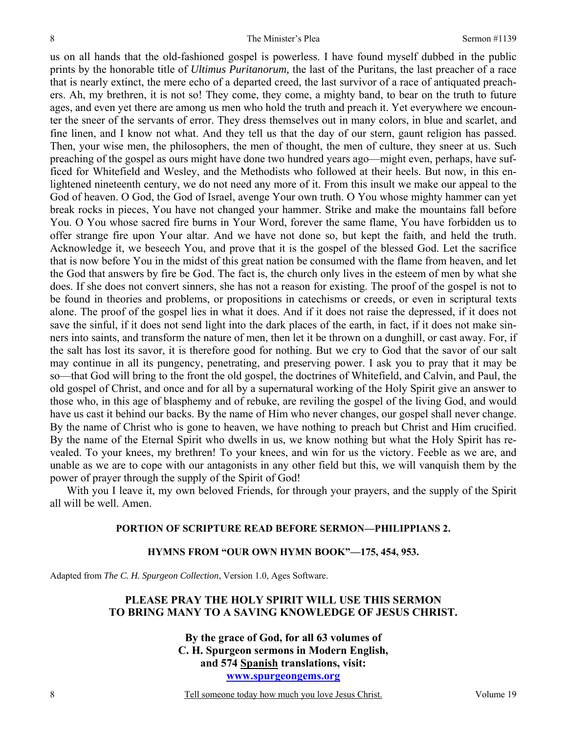us on all hands that the old-fashioned gospel is powerless. I have found myself dubbed in the public prints by the honorable title of *Ultimus Puritanorum,* the last of the Puritans, the last preacher of a race that is nearly extinct, the mere echo of a departed creed, the last survivor of a race of antiquated preachers. Ah, my brethren, it is not so! They come, they come, a mighty band, to bear on the truth to future ages, and even yet there are among us men who hold the truth and preach it. Yet everywhere we encounter the sneer of the servants of error. They dress themselves out in many colors, in blue and scarlet, and fine linen, and I know not what. And they tell us that the day of our stern, gaunt religion has passed. Then, your wise men, the philosophers, the men of thought, the men of culture, they sneer at us. Such preaching of the gospel as ours might have done two hundred years ago—might even, perhaps, have sufficed for Whitefield and Wesley, and the Methodists who followed at their heels. But now, in this enlightened nineteenth century, we do not need any more of it. From this insult we make our appeal to the God of heaven. O God, the God of Israel, avenge Your own truth. O You whose mighty hammer can yet break rocks in pieces, You have not changed your hammer. Strike and make the mountains fall before You. O You whose sacred fire burns in Your Word, forever the same flame, You have forbidden us to offer strange fire upon Your altar. And we have not done so, but kept the faith, and held the truth. Acknowledge it, we beseech You, and prove that it is the gospel of the blessed God. Let the sacrifice that is now before You in the midst of this great nation be consumed with the flame from heaven, and let the God that answers by fire be God. The fact is, the church only lives in the esteem of men by what she does. If she does not convert sinners, she has not a reason for existing. The proof of the gospel is not to be found in theories and problems, or propositions in catechisms or creeds, or even in scriptural texts alone. The proof of the gospel lies in what it does. And if it does not raise the depressed, if it does not save the sinful, if it does not send light into the dark places of the earth, in fact, if it does not make sinners into saints, and transform the nature of men, then let it be thrown on a dunghill, or cast away. For, if the salt has lost its savor, it is therefore good for nothing. But we cry to God that the savor of our salt may continue in all its pungency, penetrating, and preserving power. I ask you to pray that it may be so—that God will bring to the front the old gospel, the doctrines of Whitefield, and Calvin, and Paul, the old gospel of Christ, and once and for all by a supernatural working of the Holy Spirit give an answer to those who, in this age of blasphemy and of rebuke, are reviling the gospel of the living God, and would have us cast it behind our backs. By the name of Him who never changes, our gospel shall never change. By the name of Christ who is gone to heaven, we have nothing to preach but Christ and Him crucified. By the name of the Eternal Spirit who dwells in us, we know nothing but what the Holy Spirit has revealed. To your knees, my brethren! To your knees, and win for us the victory. Feeble as we are, and unable as we are to cope with our antagonists in any other field but this, we will vanquish them by the power of prayer through the supply of the Spirit of God!

With you I leave it, my own beloved Friends, for through your prayers, and the supply of the Spirit all will be well. Amen.

**PORTION OF SCRIPTURE READ BEFORE SERMON—PHILIPPIANS 2.**

**HYMNS FROM "OUR OWN HYMN BOOK"—175, 454, 953.**

Adapted from *The C. H. Spurgeon Collection*, Version 1.0, Ages Software.

**PLEASE PRAY THE HOLY SPIRIT WILL USE THIS SERMON TO BRING MANY TO A SAVING KNOWLEDGE OF JESUS CHRIST.**

**By the grace of God, for all 63 volumes of C. H. Spurgeon sermons in Modern English, and 574 Spanish translations, visit: www.spurgeongems.org**

Tell someone today how much you love Jesus Christ.